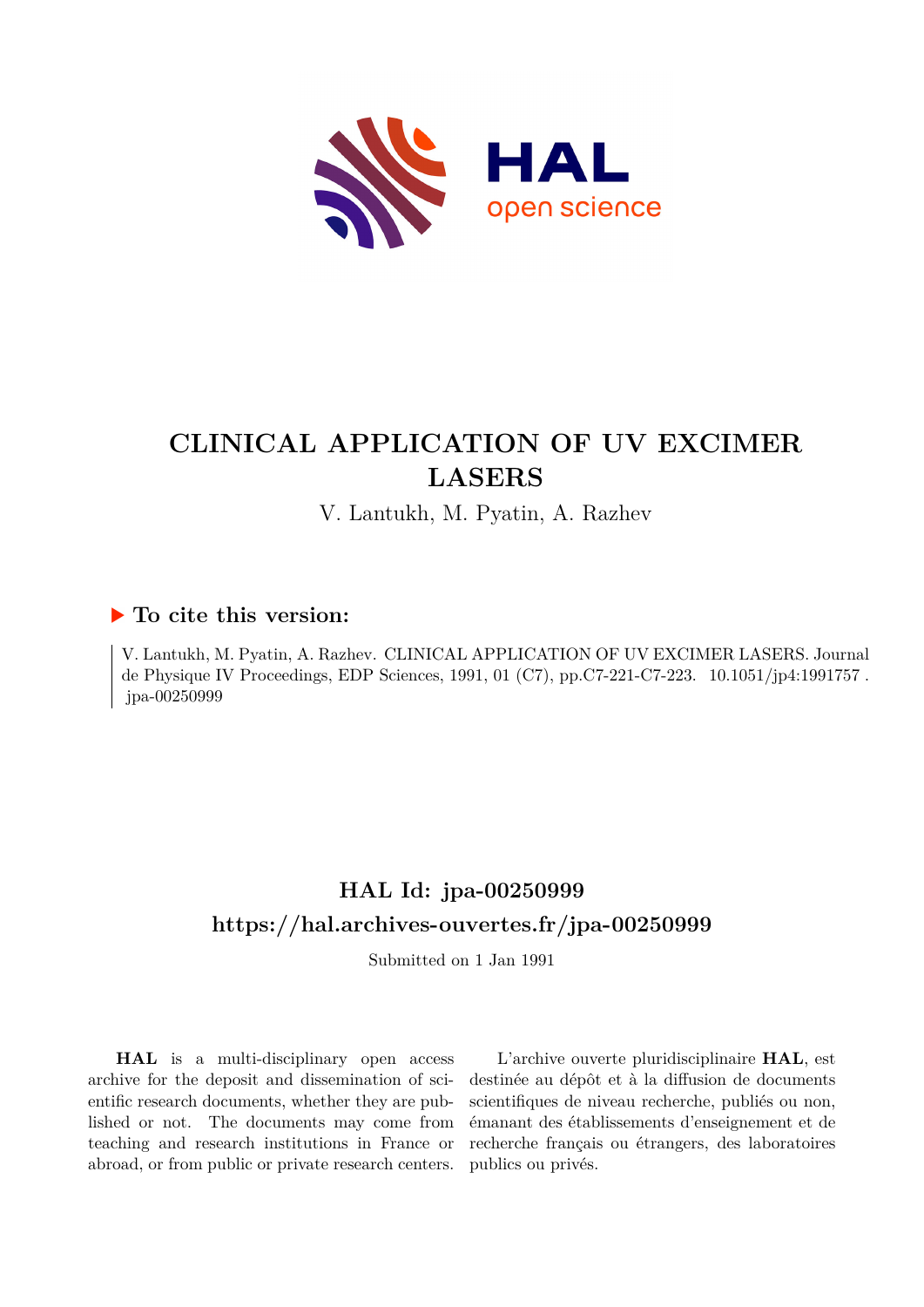# CLINICAL APPLICATION OF UV EXCIMER LASERS

V. Lantukh, M. Pyatin, A. Razhev

## To cite this version:

V. Lantukh, M. Pyatin, A. Razhev. CLINICAL APPLICATION OF UV EXCIMER LASERS. Journal de Physique IV Proceedings, EDP Sciences, 1991, 01 (C7), pp.C7-221-C7-223. 10.1051/jp4:1991757 . jpa-00250999

## HAL Id: jpa-00250999

## https://hal.archives-ouvertes.fr/jpa-00250999

Submitted on 1 Jan 1991

**HAL** is a multi-disciplinary open access archive for the deposit and dissemination of scientific research documents, whether they are published or not. The documents may come from teaching and research institutions in France or abroad, or from public or private research centers.

L'archive ouverte pluridisciplinaire **HAL**, est destinée au dépôt et à la diffusion de documents scientifiques de niveau recherche, publiés ou non, émanant des établissements d'enseignement et de recherche français ou étrangers, des laboratoires publics ou privés.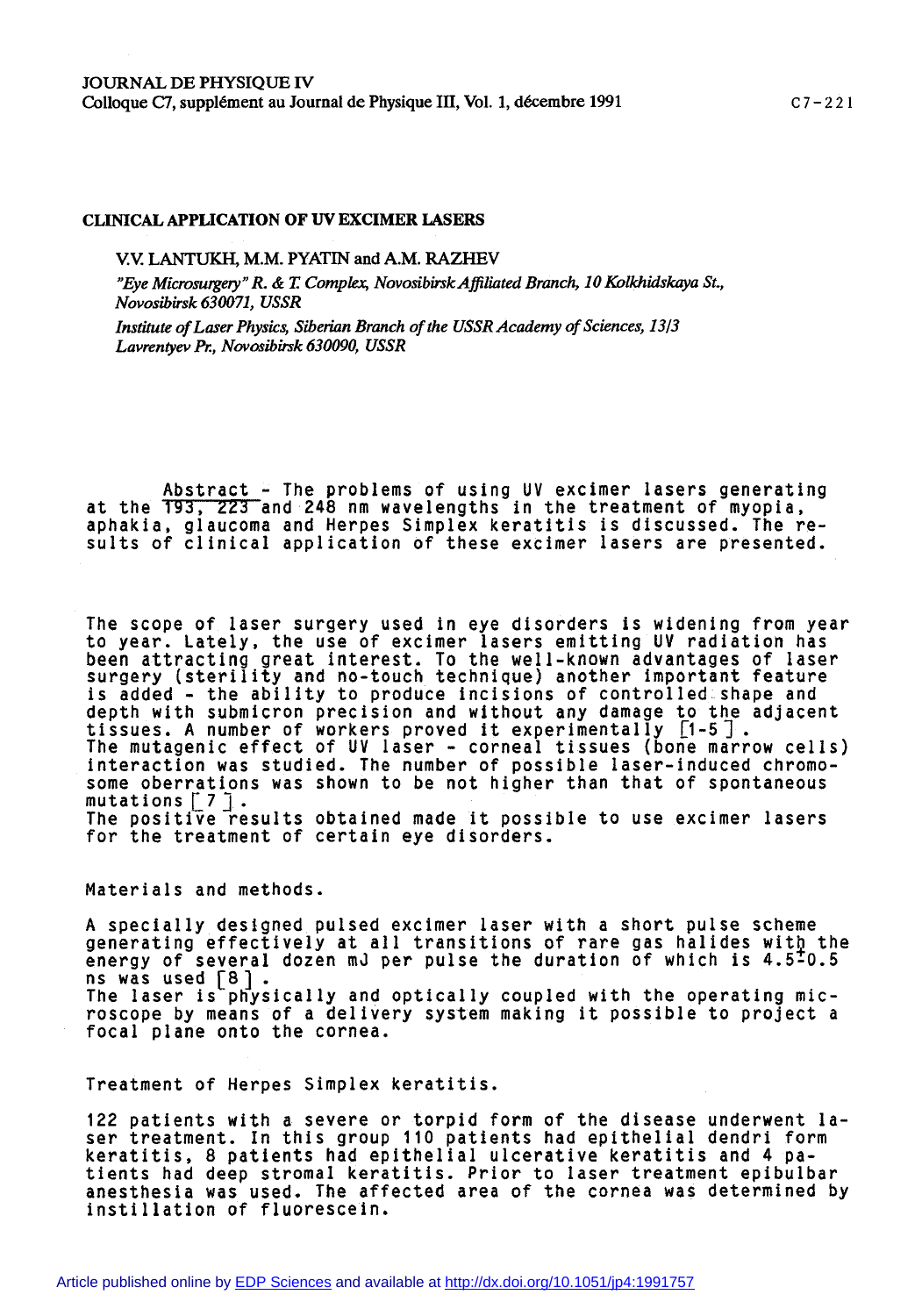## CLINICAL APPLICATION OF UV EXCIMER LASERS

V.V. LANTUKH, M.M. PYATIN and A.M. RAZHEV

*"Eye Microsurgery" R. & T. Complex, Novosibirsk Affiliated Branch, 10 Kolkhidskaya St., Novosibirsk 630071, USSR*

*Institute of Laser Physics, Siberian Branch of the USSR Academy of Sciences, 13/3 Lavrentyev Pr., Novosibirsk 630090, USSR*

Abstract - The problems of using UV excimer lasers generating at the 193, 223 and 248 nm wavelengths in the treatment of myopia, aphakia, glaucoma and Herpes Simplex keratitis is discussed. The results of clinical application of these excimer lasers are presented.

The scope of laser surgery used in eye disorders is widening from year to year. Lately, the use of excimer lasers emitting UV radiation has been attracting great interest. To the well-known advantages of laser surgery (sterility and no-touch technique) another important feature is added - the ability to produce incisions of controlled shape and depth with submicron precision and without any damage to the adjacent tissues. A number of workers proved it experimentally [1-5]. The mutagenic effect of UV laser - corneal tissues (bone marrow cells) interaction was studied. The number of possible laser-induced chromosome oberrations was shown to be not higher than that of spontaneous mutations [7].
The positive results obtained made it possible to use excimer lasers for the treatment of certain eye disorders.

Materials and methods.

A specially designed pulsed excimer laser with a short pulse scheme generating effectively at all transitions of rare gas halides with the energy of several dozen mJ per pulse the duration of which is $4.5 \pm 0.5$ ns was used [8].
The laser is physically and optically coupled with the operating microscope by means of a delivery system making it possible to project a focal plane onto the cornea.

Treatment of Herpes Simplex keratitis.

122 patients with a severe or torpid form of the disease underwent laser treatment. In this group 110 patients had epithelial dendri form keratitis, 8 patients had epithelial ulcerative keratitis and 4 patients had deep stromal keratitis. Prior to laser treatment epibulbar anesthesia was used. The affected area of the cornea was determined by instillation of fluorescein.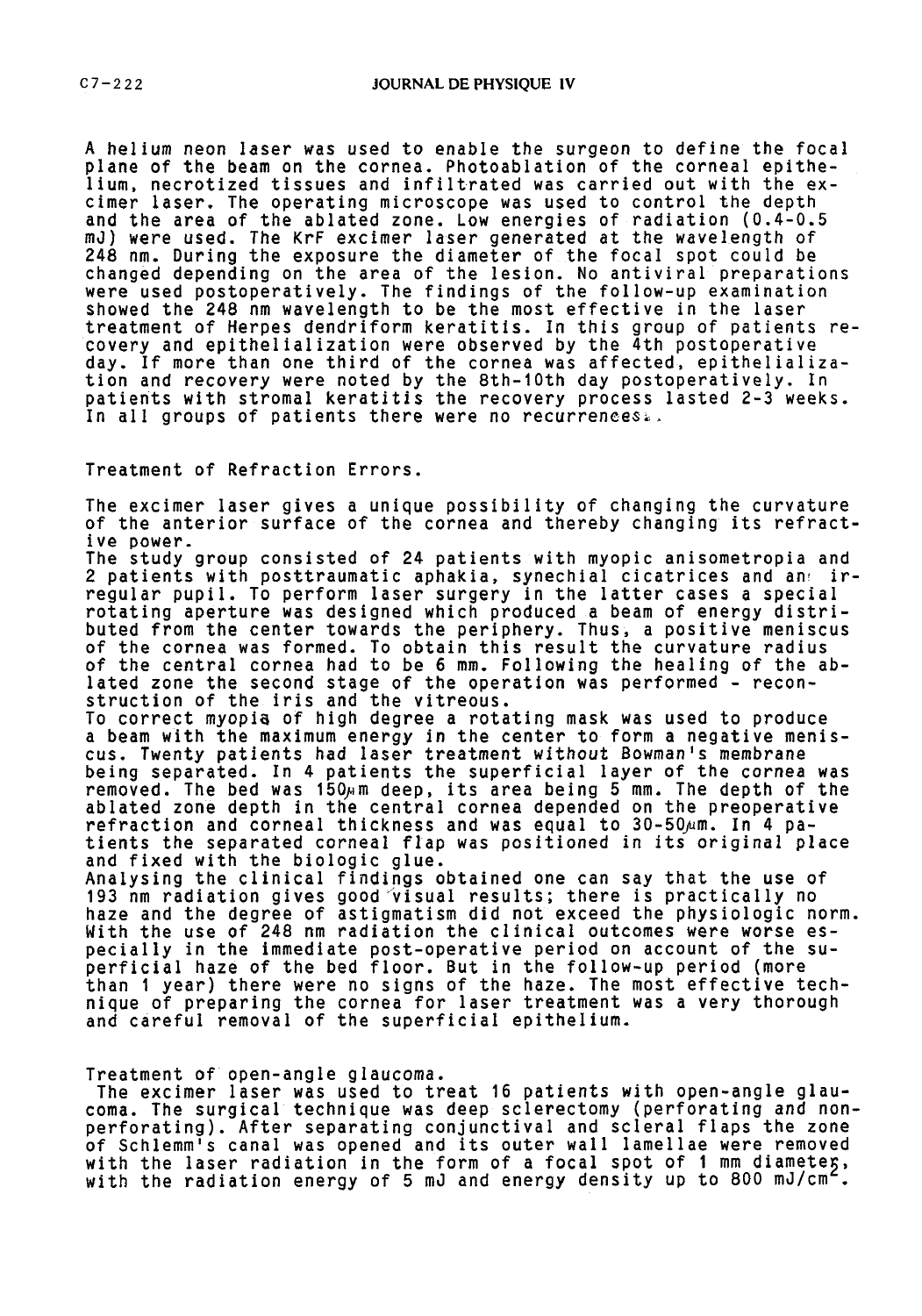A helium neon laser was used to enable the surgeon to define the focal plane of the beam on the cornea. Photoablation of the corneal epithelium, necrotized tissues and infiltrated was carried out with the excimer laser. The operating microscope was used to control the depth and the area of the ablated zone. Low energies of radiation (0.4-0.5 mJ) were used. The KrF excimer laser generated at the wavelength of 248 nm. During the exposure the diameter of the focal spot could be changed depending on the area of the lesion. No antiviral preparations were used postoperatively. The findings of the follow-up examination showed the 248 nm wavelength to be the most effective in the laser treatment of Herpes dendriform keratitis. In this group of patients recovery and epithelialization were observed by the 4th postoperative day. If more than one third of the cornea was affected, epithelialization and recovery were noted by the 8th-10th day postoperatively. In patients with stromal keratitis the recovery process lasted 2-3 weeks. In all groups of patients there were no recurrences.

Treatment of Refraction Errors.

The excimer laser gives a unique possibility of changing the curvature of the anterior surface of the cornea and thereby changing its refractive power.
The study group consisted of 24 patients with myopic anisometropia and 2 patients with posttraumatic aphakia, synechial cicatrices and an irregular pupil. To perform laser surgery in the latter cases a special rotating aperture was designed which produced a beam of energy distributed from the center towards the periphery. Thus, a positive meniscus of the cornea was formed. To obtain this result the curvature radius of the central cornea had to be 6 mm. Following the healing of the ablated zone the second stage of the operation was performed - reconstruction of the iris and the vitreous.
To correct myopia of high degree a rotating mask was used to produce a beam with the maximum energy in the center to form a negative meniscus. Twenty patients had laser treatment without Bowman's membrane being separated. In 4 patients the superficial layer of the cornea was removed. The bed was 150µm deep, its area being 5 mm. The depth of the ablated zone depth in the central cornea depended on the preoperative refraction and corneal thickness and was equal to 30-50µm. In 4 patients the separated corneal flap was positioned in its original place and fixed with the biologic glue.
Analysing the clinical findings obtained one can say that the use of 193 nm radiation gives good visual results; there is practically no haze and the degree of astigmatism did not exceed the physiologic norm. With the use of 248 nm radiation the clinical outcomes were worse especially in the immediate post-operative period on account of the superficial haze of the bed floor. But in the follow-up period (more than 1 year) there were no signs of the haze. The most effective technique of preparing the cornea for laser treatment was a very thorough and careful removal of the superficial epithelium.

Treatment of open-angle glaucoma.
The excimer laser was used to treat 16 patients with open-angle glaucoma. The surgical technique was deep sclerectomy (perforating and nonperforating). After separating conjunctival and scleral flaps the zone of Schlemm's canal was opened and its outer wall lamellae were removed with the laser radiation in the form of a focal spot of 1 mm diameter, with the radiation energy of 5 mJ and energy density up to 800 mJ/cm$^2$.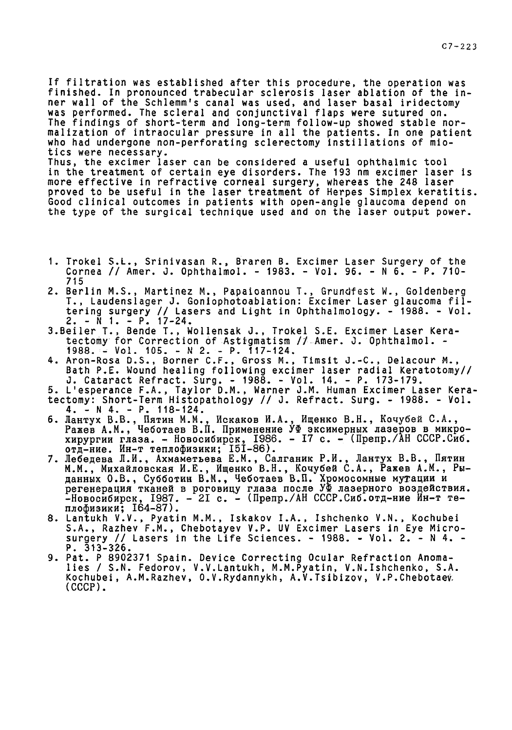If filtration was established after this procedure, the operation was finished. In pronounced trabecular sclerosis laser ablation of the inner wall of the Schlemm's canal was used, and laser basal iridectomy was performed. The scleral and conjunctival flaps were sutured on. The findings of short-term and long-term follow-up showed stable normalization of intraocular pressure in all the patients. In one patient who had undergone non-perforating sclerectomy instillations of miotics were necessary.

Thus, the excimer laser can be considered a useful ophthalmic tool in the treatment of certain eye disorders. The 193 nm excimer laser is more effective in refractive corneal surgery, whereas the 248 laser proved to be useful in the laser treatment of Herpes Simplex keratitis. Good clinical outcomes in patients with open-angle glaucoma depend on the type of the surgical technique used and on the laser output power.

1. Trokel S.L., Srinivasan R., Braren B. Excimer Laser Surgery of the Cornea // Amer. J. Ophthalmol. - 1983. - Vol. 96. - N 6. - P. 710-715
2. Berlin M.S., Martinez M., Papaioannou T., Grundfest W., Goldenberg T., Laudenslager J. Goniophotoablation: Excimer Laser glaucoma filtering surgery // Lasers and Light in Ophthalmology. - 1988. - Vol. 2. - N 1. - P. 17-24.
3. Beiler T., Bende T., Wollensak J., Trokel S.E. Excimer Laser Keratectomy for Correction of Astigmatism // Amer. J. Ophthalmol. - 1988. - Vol. 105. - N 2. - P. 117-124.
4. Aron-Rosa D.S., Borner C.F., Gross M., Timsit J.-C., Delacour M., Bath P.E. Wound healing following excimer laser radial Keratotomy// J. Cataract Refract. Surg. - 1988. - Vol. 14. - P. 173-179.
5. L'esperance F.A., Taylor D.M., Warner J.M. Human Excimer Laser Keratectomy: Short-Term Histopathology // J. Refract. Surg. - 1988. - Vol. 4. - N 4. - P. 118-124.
6. Лантух В.В., Пятин М.М., Искаков И.А., Ищенко В.Н., Кочубей С.А., Ражев А.М., Чеботаев В.П. Применение УФ эксимерных лазеров в микрохирургии глаза. - Новосибирск, 1986. - 17 с. - (Препр./АН СССР.Сиб. отд-ние. Ин-т теплофизики; 151-86).
7. Лебедева Л.И., Ахмаметьева Е.М., Салганик Р.И., Лантух В.В., Пятин М.М., Михайловская И.Е., Ищенко В.Н., Кочубей С.А., Ражев А.М., Рыданных О.В., Субботин В.М., Чеботаев В.П. Хромосомные мутации и регенерация тканей в роговицу глаза после УФ лазерного воздействия. -Новосибирск, 1987. - 21 с. - (Препр./АН СССР.Сиб.отд-ние Ин-т теплофизики; 164-87).
8. Lantukh V.V., Pyatin M.M., Iskakov I.A., Ishchenko V.N., Kochubei S.A., Razhev F.M., Chebotayev V.P. UV Excimer Lasers in Eye Microsurgery // Lasers in the Life Sciences. - 1988. - Vol. 2. - N 4. - P. 313-326.
9. Pat. P 8902371 Spain. Device Correcting Ocular Refraction Anomalies / S.N. Fedorov, V.V.Lantukh, M.M.Pyatin, V.N.Ishchenko, S.A. Kochubei, A.M.Razhev, O.V.Rydannykh, A.V.Tsibizov, V.P.Chebotaev. (CCCP).